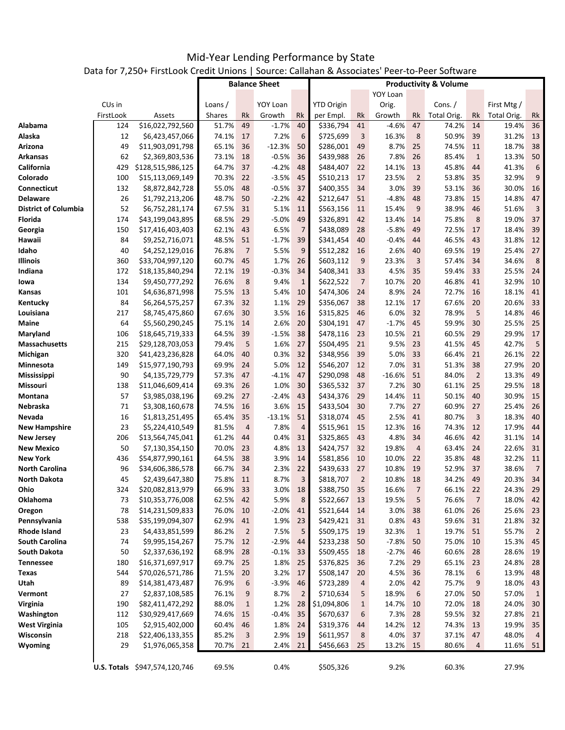# Mid-Year Lending Performance by State

Data for 7,250+ FirstLook Credit Unions | Source: Callahan & Associates' Peer-to-Peer Software

| | | | Balance Sheet | | | | Productivity & Volume | | | | | | | |
|---|---|---|---|---|---|---|---|---|---|---|---|---|---|---|
| | CUs in FirstLook | Assets | Loans / Shares | Rk | YOY Loan Growth | Rk | YTD Origin per Empl. | Rk | YOY Loan Orig. Growth | Rk | Cons. / Total Orig. | Rk | First Mtg / Total Orig. | Rk |
| **Alabama** | 124 | $16,022,792,560 | 51.7% | 49 | -1.7% | 40 | $336,794 | 41 | -4.6% | 47 | 74.2% | 14 | 19.4% | 36 |
| **Alaska** | 12 | $6,423,457,066 | 74.1% | 17 | 7.2% | 6 | $725,699 | 3 | 16.3% | 8 | 50.9% | 39 | 31.2% | 13 |
| **Arizona** | 49 | $11,903,091,798 | 65.1% | 36 | -12.3% | 50 | $286,001 | 49 | 8.7% | 25 | 74.5% | 11 | 18.7% | 38 |
| **Arkansas** | 62 | $2,369,803,536 | 73.1% | 18 | -0.5% | 36 | $439,988 | 26 | 7.8% | 26 | 85.4% | 1 | 13.3% | 50 |
| **California** | 429 | $128,515,986,125 | 64.7% | 37 | -4.2% | 48 | $484,407 | 22 | 14.1% | 13 | 45.8% | 44 | 41.3% | 6 |
| **Colorado** | 100 | $15,113,069,149 | 70.3% | 22 | -3.5% | 45 | $510,213 | 17 | 23.5% | 2 | 53.8% | 35 | 32.9% | 9 |
| **Connecticut** | 132 | $8,872,842,728 | 55.0% | 48 | -0.5% | 37 | $400,355 | 34 | 3.0% | 39 | 53.1% | 36 | 30.0% | 16 |
| **Delaware** | 26 | $1,792,213,206 | 48.7% | 50 | -2.2% | 42 | $212,647 | 51 | -4.8% | 48 | 73.8% | 15 | 14.8% | 47 |
| **District of Columbia** | 52 | $6,752,281,174 | 67.5% | 31 | 5.1% | 11 | $563,156 | 11 | 15.4% | 9 | 38.9% | 46 | 51.6% | 3 |
| **Florida** | 174 | $43,199,043,895 | 68.5% | 29 | -5.0% | 49 | $326,891 | 42 | 13.4% | 14 | 75.8% | 8 | 19.0% | 37 |
| **Georgia** | 150 | $17,416,403,403 | 62.1% | 43 | 6.5% | 7 | $438,089 | 28 | -5.8% | 49 | 72.5% | 17 | 18.4% | 39 |
| **Hawaii** | 84 | $9,252,716,071 | 48.5% | 51 | -1.7% | 39 | $341,454 | 40 | -0.4% | 44 | 46.5% | 43 | 31.8% | 12 |
| **Idaho** | 40 | $4,252,129,016 | 76.8% | 7 | 5.5% | 9 | $512,282 | 16 | 2.6% | 40 | 69.5% | 19 | 25.4% | 27 |
| **Illinois** | 360 | $33,704,997,120 | 60.7% | 45 | 1.7% | 26 | $603,112 | 9 | 23.3% | 3 | 57.4% | 34 | 34.6% | 8 |
| **Indiana** | 172 | $18,135,840,294 | 72.1% | 19 | -0.3% | 34 | $408,341 | 33 | 4.5% | 35 | 59.4% | 33 | 25.5% | 24 |
| **Iowa** | 134 | $9,450,777,292 | 76.6% | 8 | 9.4% | 1 | $622,522 | 7 | 10.7% | 20 | 46.8% | 41 | 32.9% | 10 |
| **Kansas** | 101 | $4,636,871,998 | 75.5% | 13 | 5.4% | 10 | $474,306 | 24 | 8.9% | 24 | 72.7% | 16 | 18.1% | 41 |
| **Kentucky** | 84 | $6,264,575,257 | 67.3% | 32 | 1.1% | 29 | $356,067 | 38 | 12.1% | 17 | 67.6% | 20 | 20.6% | 33 |
| **Louisiana** | 217 | $8,745,475,860 | 67.6% | 30 | 3.5% | 16 | $315,825 | 46 | 6.0% | 32 | 78.9% | 5 | 14.8% | 46 |
| **Maine** | 64 | $5,560,290,245 | 75.1% | 14 | 2.6% | 20 | $304,191 | 47 | -1.7% | 45 | 59.9% | 30 | 25.5% | 25 |
| **Maryland** | 106 | $18,645,719,333 | 64.5% | 39 | -1.5% | 38 | $478,116 | 23 | 10.5% | 21 | 60.5% | 29 | 29.9% | 17 |
| **Massachusetts** | 215 | $29,128,703,053 | 79.4% | 5 | 1.6% | 27 | $504,495 | 21 | 9.5% | 23 | 41.5% | 45 | 42.7% | 5 |
| **Michigan** | 320 | $41,423,236,828 | 64.0% | 40 | 0.3% | 32 | $348,956 | 39 | 5.0% | 33 | 66.4% | 21 | 26.1% | 22 |
| **Minnesota** | 149 | $15,977,190,793 | 69.9% | 24 | 5.0% | 12 | $546,207 | 12 | 7.0% | 31 | 51.3% | 38 | 27.9% | 20 |
| **Mississippi** | 90 | $4,135,729,779 | 57.3% | 47 | -4.1% | 47 | $290,098 | 48 | -16.6% | 51 | 84.0% | 2 | 13.3% | 49 |
| **Missouri** | 138 | $11,046,609,414 | 69.3% | 26 | 1.0% | 30 | $365,532 | 37 | 7.2% | 30 | 61.1% | 25 | 29.5% | 18 |
| **Montana** | 57 | $3,985,038,196 | 69.2% | 27 | -2.4% | 43 | $434,376 | 29 | 14.4% | 11 | 50.1% | 40 | 30.9% | 15 |
| **Nebraska** | 71 | $3,308,160,678 | 74.5% | 16 | 3.6% | 15 | $433,504 | 30 | 7.7% | 27 | 60.9% | 27 | 25.4% | 26 |
| **Nevada** | 16 | $1,813,251,495 | 65.4% | 35 | -13.1% | 51 | $318,074 | 45 | 2.5% | 41 | 80.7% | 3 | 18.3% | 40 |
| **New Hampshire** | 23 | $5,224,410,549 | 81.5% | 4 | 7.8% | 4 | $515,961 | 15 | 12.3% | 16 | 74.3% | 12 | 17.9% | 44 |
| **New Jersey** | 206 | $13,564,745,041 | 61.2% | 44 | 0.4% | 31 | $325,865 | 43 | 4.8% | 34 | 46.6% | 42 | 31.1% | 14 |
| **New Mexico** | 50 | $7,130,354,150 | 70.0% | 23 | 4.8% | 13 | $424,757 | 32 | 19.8% | 4 | 63.4% | 24 | 22.6% | 31 |
| **New York** | 436 | $54,877,990,161 | 64.5% | 38 | 3.9% | 14 | $581,856 | 10 | 10.0% | 22 | 35.8% | 48 | 32.2% | 11 |
| **North Carolina** | 96 | $34,606,386,578 | 66.7% | 34 | 2.3% | 22 | $439,633 | 27 | 10.8% | 19 | 52.9% | 37 | 38.6% | 7 |
| **North Dakota** | 45 | $2,439,647,380 | 75.8% | 11 | 8.7% | 3 | $818,707 | 2 | 10.8% | 18 | 34.2% | 49 | 20.3% | 34 |
| **Ohio** | 324 | $20,082,813,979 | 66.9% | 33 | 3.0% | 18 | $388,750 | 35 | 16.6% | 7 | 66.1% | 22 | 24.3% | 29 |
| **Oklahoma** | 73 | $10,353,776,008 | 62.5% | 42 | 5.9% | 8 | $522,667 | 13 | 19.5% | 5 | 76.6% | 7 | 18.0% | 42 |
| **Oregon** | 78 | $14,231,509,833 | 76.0% | 10 | -2.0% | 41 | $521,644 | 14 | 3.0% | 38 | 61.0% | 26 | 25.6% | 23 |
| **Pennsylvania** | 538 | $35,199,094,307 | 62.9% | 41 | 1.9% | 23 | $429,421 | 31 | 0.8% | 43 | 59.6% | 31 | 21.8% | 32 |
| **Rhode Island** | 23 | $4,433,851,599 | 86.2% | 2 | 7.5% | 5 | $509,175 | 19 | 32.3% | 1 | 19.7% | 51 | 55.7% | 2 |
| **South Carolina** | 74 | $9,995,154,267 | 75.7% | 12 | -2.9% | 44 | $233,238 | 50 | -7.8% | 50 | 75.0% | 10 | 15.3% | 45 |
| **South Dakota** | 50 | $2,337,636,192 | 68.9% | 28 | -0.1% | 33 | $509,455 | 18 | -2.7% | 46 | 60.6% | 28 | 28.6% | 19 |
| **Tennessee** | 180 | $16,371,697,917 | 69.7% | 25 | 1.8% | 25 | $376,825 | 36 | 7.2% | 29 | 65.1% | 23 | 24.8% | 28 |
| **Texas** | 544 | $70,026,571,786 | 71.5% | 20 | 3.2% | 17 | $508,147 | 20 | 4.5% | 36 | 78.1% | 6 | 13.9% | 48 |
| **Utah** | 89 | $14,381,473,487 | 76.9% | 6 | -3.9% | 46 | $723,289 | 4 | 2.0% | 42 | 75.7% | 9 | 18.0% | 43 |
| **Vermont** | 27 | $2,837,108,585 | 76.1% | 9 | 8.7% | 2 | $710,634 | 5 | 18.9% | 6 | 27.0% | 50 | 57.0% | 1 |
| **Virginia** | 190 | $82,411,472,292 | 88.0% | 1 | 1.2% | 28 | $1,094,806 | 1 | 14.7% | 10 | 72.0% | 18 | 24.0% | 30 |
| **Washington** | 112 | $30,929,417,669 | 74.6% | 15 | -0.4% | 35 | $670,637 | 6 | 7.3% | 28 | 59.5% | 32 | 27.8% | 21 |
| **West Virginia** | 105 | $2,915,402,000 | 60.4% | 46 | 1.8% | 24 | $319,376 | 44 | 14.2% | 12 | 74.3% | 13 | 19.9% | 35 |
| **Wisconsin** | 218 | $22,406,133,355 | 85.2% | 3 | 2.9% | 19 | $611,957 | 8 | 4.0% | 37 | 37.1% | 47 | 48.0% | 4 |
| **Wyoming** | 29 | $1,976,065,358 | 70.7% | 21 | 2.4% | 21 | $456,663 | 25 | 13.2% | 15 | 80.6% | 4 | 11.6% | 51 |
| | **U.S. Totals** | $947,574,120,746 | 69.5% | | 0.4% | | $505,326 | | 9.2% | | 60.3% | | 27.9% | |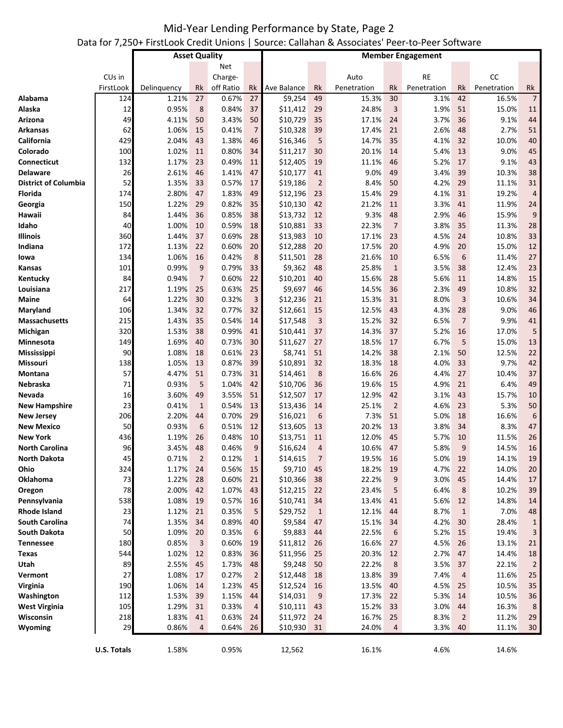# Mid-Year Lending Performance by State, Page 2

Data for 7,250+ FirstLook Credit Unions | Source: Callahan & Associates' Peer-to-Peer Software

| | | Asset Quality | | | | Member Engagement | | | | | | | |
|---|---|---|---|---|---|---|---|---|---|---|---|---|---|
| | CUs in FirstLook | Delinquency | Rk | Net Charge-off Ratio | Rk | Ave Balance | Rk | Auto Penetration | Rk | RE Penetration | Rk | CC Penetration | Rk |
| **Alabama** | 124 | 1.21% | 27 | 0.67% | 27 | $9,254 | 49 | 15.3% | 30 | 3.1% | 42 | 16.5% | 7 |
| **Alaska** | 12 | 0.95% | 8 | 0.84% | 37 | $11,412 | 29 | 24.8% | 3 | 1.9% | 51 | 15.0% | 11 |
| **Arizona** | 49 | 4.11% | 50 | 3.43% | 50 | $10,729 | 35 | 17.1% | 24 | 3.7% | 36 | 9.1% | 44 |
| **Arkansas** | 62 | 1.06% | 15 | 0.41% | 7 | $10,328 | 39 | 17.4% | 21 | 2.6% | 48 | 2.7% | 51 |
| **California** | 429 | 2.04% | 43 | 1.38% | 46 | $16,346 | 5 | 14.7% | 35 | 4.1% | 32 | 10.0% | 40 |
| **Colorado** | 100 | 1.02% | 11 | 0.80% | 34 | $11,217 | 30 | 20.1% | 14 | 5.4% | 13 | 9.0% | 45 |
| **Connecticut** | 132 | 1.17% | 23 | 0.49% | 11 | $12,405 | 19 | 11.1% | 46 | 5.2% | 17 | 9.1% | 43 |
| **Delaware** | 26 | 2.61% | 46 | 1.41% | 47 | $10,177 | 41 | 9.0% | 49 | 3.4% | 39 | 10.3% | 38 |
| **District of Columbia** | 52 | 1.35% | 33 | 0.57% | 17 | $19,186 | 2 | 8.4% | 50 | 4.2% | 29 | 11.1% | 31 |
| **Florida** | 174 | 2.80% | 47 | 1.83% | 49 | $12,196 | 23 | 15.4% | 29 | 4.1% | 31 | 19.2% | 4 |
| **Georgia** | 150 | 1.22% | 29 | 0.82% | 35 | $10,130 | 42 | 21.2% | 11 | 3.3% | 41 | 11.9% | 24 |
| **Hawaii** | 84 | 1.44% | 36 | 0.85% | 38 | $13,732 | 12 | 9.3% | 48 | 2.9% | 46 | 15.9% | 9 |
| **Idaho** | 40 | 1.00% | 10 | 0.59% | 18 | $10,881 | 33 | 22.3% | 7 | 3.8% | 35 | 11.3% | 28 |
| **Illinois** | 360 | 1.44% | 37 | 0.69% | 28 | $13,983 | 10 | 17.1% | 23 | 4.5% | 24 | 10.8% | 33 |
| **Indiana** | 172 | 1.13% | 22 | 0.60% | 20 | $12,288 | 20 | 17.5% | 20 | 4.9% | 20 | 15.0% | 12 |
| **Iowa** | 134 | 1.06% | 16 | 0.42% | 8 | $11,501 | 28 | 21.6% | 10 | 6.5% | 6 | 11.4% | 27 |
| **Kansas** | 101 | 0.99% | 9 | 0.79% | 33 | $9,362 | 48 | 25.8% | 1 | 3.5% | 38 | 12.4% | 23 |
| **Kentucky** | 84 | 0.94% | 7 | 0.60% | 22 | $10,201 | 40 | 15.6% | 28 | 5.6% | 11 | 14.8% | 15 |
| **Louisiana** | 217 | 1.19% | 25 | 0.63% | 25 | $9,697 | 46 | 14.5% | 36 | 2.3% | 49 | 10.8% | 32 |
| **Maine** | 64 | 1.22% | 30 | 0.32% | 3 | $12,236 | 21 | 15.3% | 31 | 8.0% | 3 | 10.6% | 34 |
| **Maryland** | 106 | 1.34% | 32 | 0.77% | 32 | $12,661 | 15 | 12.5% | 43 | 4.3% | 28 | 9.0% | 46 |
| **Massachusetts** | 215 | 1.43% | 35 | 0.54% | 14 | $17,548 | 3 | 15.2% | 32 | 6.5% | 7 | 9.9% | 41 |
| **Michigan** | 320 | 1.53% | 38 | 0.99% | 41 | $10,441 | 37 | 14.3% | 37 | 5.2% | 16 | 17.0% | 5 |
| **Minnesota** | 149 | 1.69% | 40 | 0.73% | 30 | $11,627 | 27 | 18.5% | 17 | 6.7% | 5 | 15.0% | 13 |
| **Mississippi** | 90 | 1.08% | 18 | 0.61% | 23 | $8,741 | 51 | 14.2% | 38 | 2.1% | 50 | 12.5% | 22 |
| **Missouri** | 138 | 1.05% | 13 | 0.87% | 39 | $10,891 | 32 | 18.3% | 18 | 4.0% | 33 | 9.7% | 42 |
| **Montana** | 57 | 4.47% | 51 | 0.73% | 31 | $14,461 | 8 | 16.6% | 26 | 4.4% | 27 | 10.4% | 37 |
| **Nebraska** | 71 | 0.93% | 5 | 1.04% | 42 | $10,706 | 36 | 19.6% | 15 | 4.9% | 21 | 6.4% | 49 |
| **Nevada** | 16 | 3.60% | 49 | 3.55% | 51 | $12,507 | 17 | 12.9% | 42 | 3.1% | 43 | 15.7% | 10 |
| **New Hampshire** | 23 | 0.41% | 1 | 0.54% | 13 | $13,436 | 14 | 25.1% | 2 | 4.6% | 23 | 5.3% | 50 |
| **New Jersey** | 206 | 2.20% | 44 | 0.70% | 29 | $16,021 | 6 | 7.3% | 51 | 5.0% | 18 | 16.6% | 6 |
| **New Mexico** | 50 | 0.93% | 6 | 0.51% | 12 | $13,605 | 13 | 20.2% | 13 | 3.8% | 34 | 8.3% | 47 |
| **New York** | 436 | 1.19% | 26 | 0.48% | 10 | $13,751 | 11 | 12.0% | 45 | 5.7% | 10 | 11.5% | 26 |
| **North Carolina** | 96 | 3.45% | 48 | 0.46% | 9 | $16,624 | 4 | 10.6% | 47 | 5.8% | 9 | 14.5% | 16 |
| **North Dakota** | 45 | 0.71% | 2 | 0.12% | 1 | $14,615 | 7 | 19.5% | 16 | 5.0% | 19 | 14.1% | 19 |
| **Ohio** | 324 | 1.17% | 24 | 0.56% | 15 | $9,710 | 45 | 18.2% | 19 | 4.7% | 22 | 14.0% | 20 |
| **Oklahoma** | 73 | 1.22% | 28 | 0.60% | 21 | $10,366 | 38 | 22.2% | 9 | 3.0% | 45 | 14.4% | 17 |
| **Oregon** | 78 | 2.00% | 42 | 1.07% | 43 | $12,215 | 22 | 23.4% | 5 | 6.4% | 8 | 10.2% | 39 |
| **Pennsylvania** | 538 | 1.08% | 19 | 0.57% | 16 | $10,741 | 34 | 13.4% | 41 | 5.6% | 12 | 14.8% | 14 |
| **Rhode Island** | 23 | 1.12% | 21 | 0.35% | 5 | $29,752 | 1 | 12.1% | 44 | 8.7% | 1 | 7.0% | 48 |
| **South Carolina** | 74 | 1.35% | 34 | 0.89% | 40 | $9,584 | 47 | 15.1% | 34 | 4.2% | 30 | 28.4% | 1 |
| **South Dakota** | 50 | 1.09% | 20 | 0.35% | 6 | $9,883 | 44 | 22.5% | 6 | 5.2% | 15 | 19.4% | 3 |
| **Tennessee** | 180 | 0.85% | 3 | 0.60% | 19 | $11,812 | 26 | 16.6% | 27 | 4.5% | 26 | 13.1% | 21 |
| **Texas** | 544 | 1.02% | 12 | 0.83% | 36 | $11,956 | 25 | 20.3% | 12 | 2.7% | 47 | 14.4% | 18 |
| **Utah** | 89 | 2.55% | 45 | 1.73% | 48 | $9,248 | 50 | 22.2% | 8 | 3.5% | 37 | 22.1% | 2 |
| **Vermont** | 27 | 1.08% | 17 | 0.27% | 2 | $12,448 | 18 | 13.8% | 39 | 7.4% | 4 | 11.6% | 25 |
| **Virginia** | 190 | 1.06% | 14 | 1.23% | 45 | $12,524 | 16 | 13.5% | 40 | 4.5% | 25 | 10.5% | 35 |
| **Washington** | 112 | 1.53% | 39 | 1.15% | 44 | $14,031 | 9 | 17.3% | 22 | 5.3% | 14 | 10.5% | 36 |
| **West Virginia** | 105 | 1.29% | 31 | 0.33% | 4 | $10,111 | 43 | 15.2% | 33 | 3.0% | 44 | 16.3% | 8 |
| **Wisconsin** | 218 | 1.83% | 41 | 0.63% | 24 | $11,972 | 24 | 16.7% | 25 | 8.3% | 2 | 11.2% | 29 |
| **Wyoming** | 29 | 0.86% | 4 | 0.64% | 26 | $10,930 | 31 | 24.0% | 4 | 3.3% | 40 | 11.1% | 30 |
| **U.S. Totals** | | 1.58% | | 0.95% | | 12,562 | | 16.1% | | 4.6% | | 14.6% | |